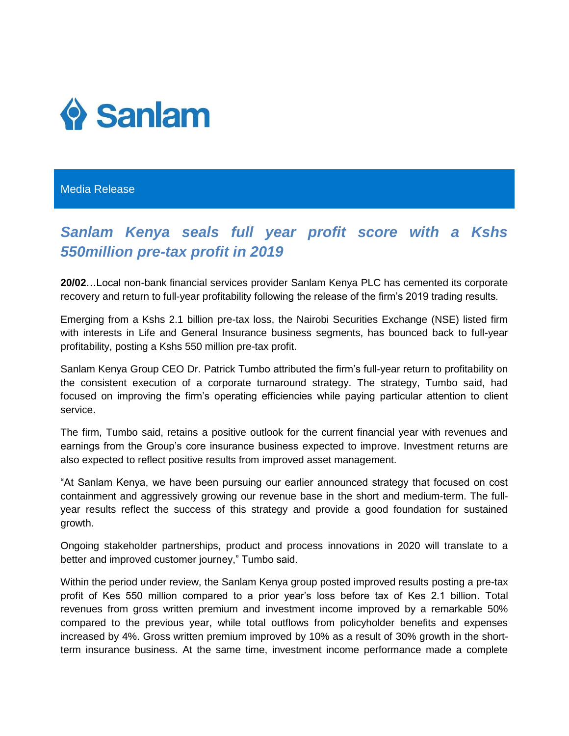Sanlam

Media Release

# *Sanlam Kenya seals full year profit score with a Kshs 550million pre-tax profit in 2019*

**20/02**…Local non-bank financial services provider Sanlam Kenya PLC has cemented its corporate recovery and return to full-year profitability following the release of the firm's 2019 trading results.

Emerging from a Kshs 2.1 billion pre-tax loss, the Nairobi Securities Exchange (NSE) listed firm with interests in Life and General Insurance business segments, has bounced back to full-year profitability, posting a Kshs 550 million pre-tax profit.

Sanlam Kenya Group CEO Dr. Patrick Tumbo attributed the firm's full-year return to profitability on the consistent execution of a corporate turnaround strategy. The strategy, Tumbo said, had focused on improving the firm's operating efficiencies while paying particular attention to client service.

The firm, Tumbo said, retains a positive outlook for the current financial year with revenues and earnings from the Group's core insurance business expected to improve. Investment returns are also expected to reflect positive results from improved asset management.

"At Sanlam Kenya, we have been pursuing our earlier announced strategy that focused on cost containment and aggressively growing our revenue base in the short and medium-term. The full-year results reflect the success of this strategy and provide a good foundation for sustained growth.

Ongoing stakeholder partnerships, product and process innovations in 2020 will translate to a better and improved customer journey," Tumbo said.

Within the period under review, the Sanlam Kenya group posted improved results posting a pre-tax profit of Kes 550 million compared to a prior year's loss before tax of Kes 2.1 billion. Total revenues from gross written premium and investment income improved by a remarkable 50% compared to the previous year, while total outflows from policyholder benefits and expenses increased by 4%. Gross written premium improved by 10% as a result of 30% growth in the short-term insurance business. At the same time, investment income performance made a complete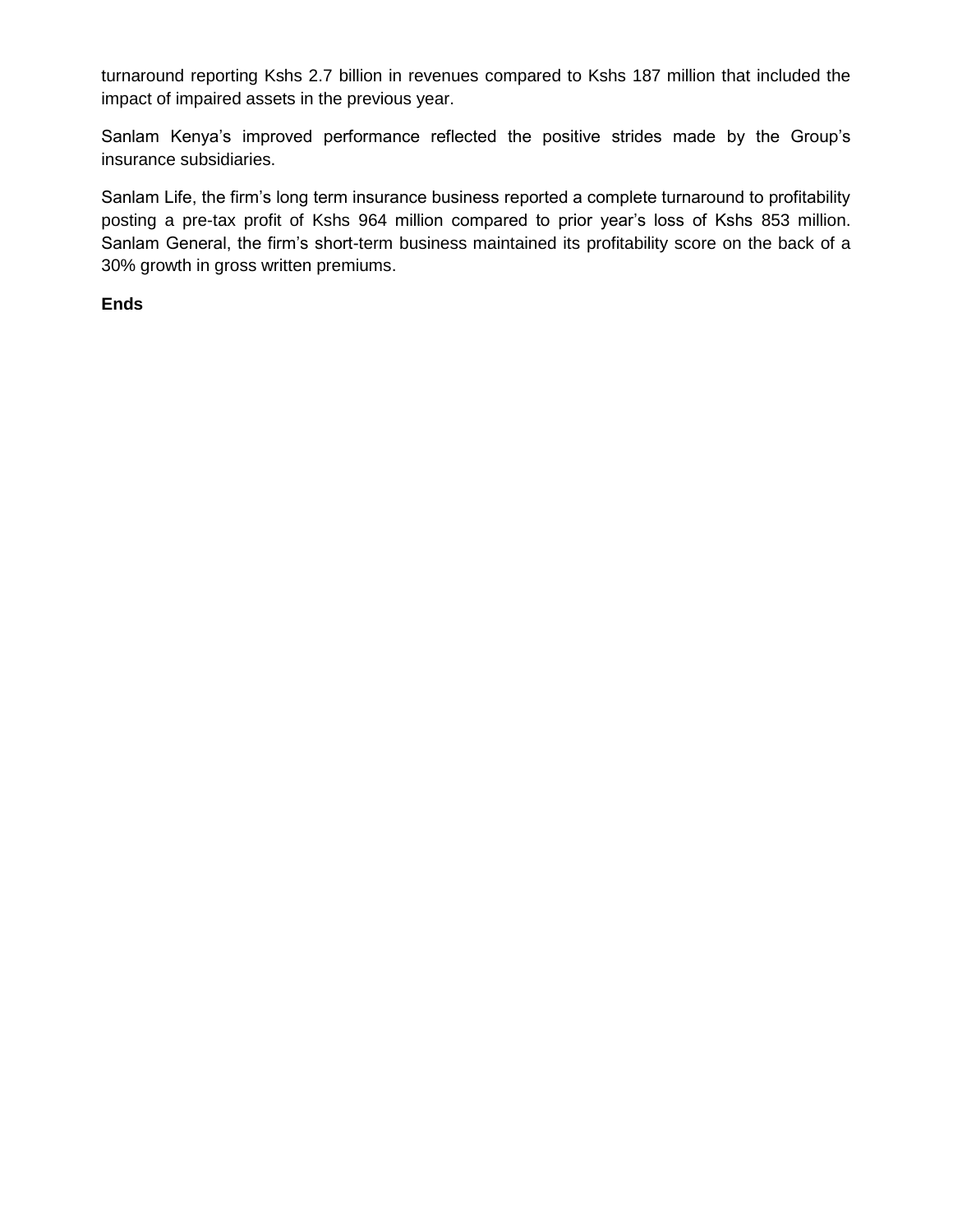turnaround reporting Kshs 2.7 billion in revenues compared to Kshs 187 million that included the impact of impaired assets in the previous year.

Sanlam Kenya's improved performance reflected the positive strides made by the Group's insurance subsidiaries.

Sanlam Life, the firm's long term insurance business reported a complete turnaround to profitability posting a pre-tax profit of Kshs 964 million compared to prior year's loss of Kshs 853 million. Sanlam General, the firm's short-term business maintained its profitability score on the back of a 30% growth in gross written premiums.

**Ends**